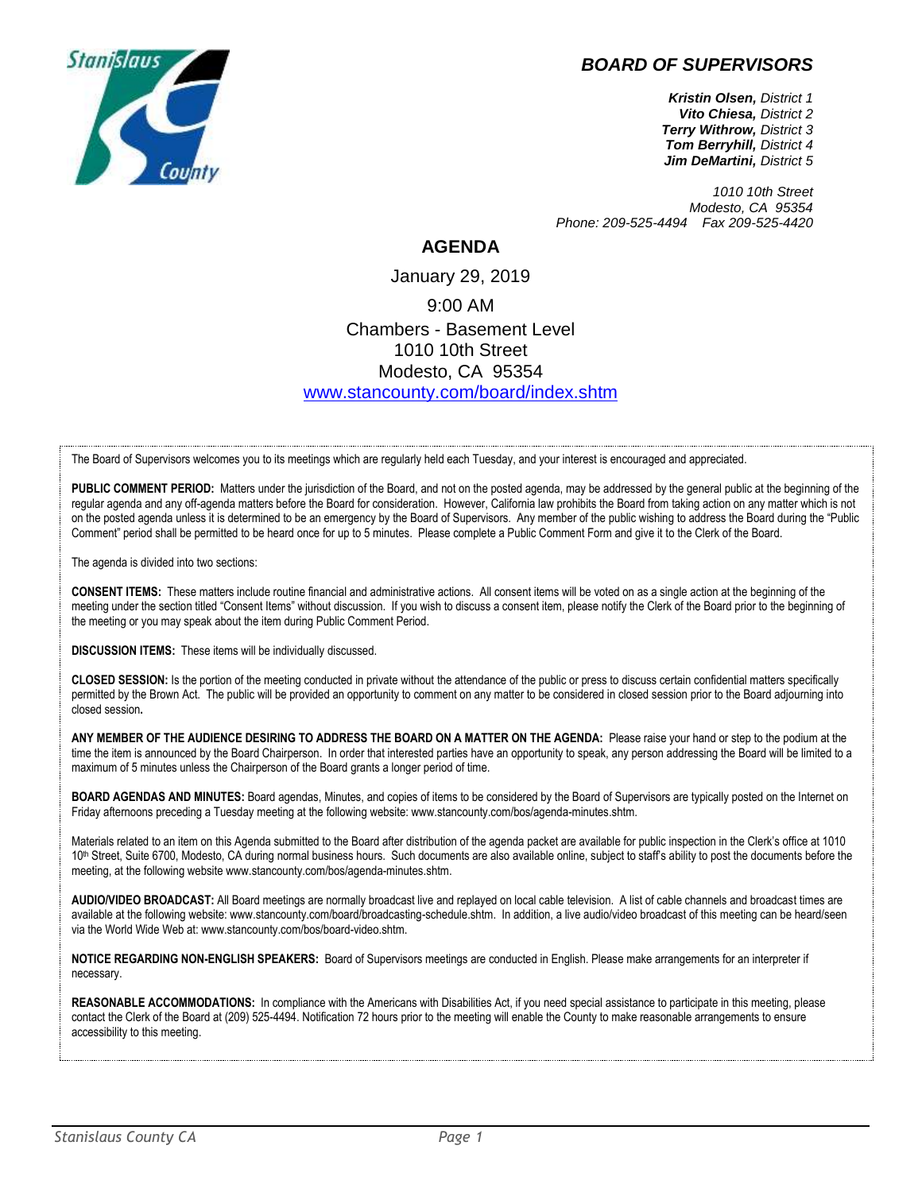# BOARD OF SUPERVISORS

***Kristin Olsen,*** *District 1*
***Vito Chiesa,*** *District 2*
***Terry Withrow,*** *District 3*
***Tom Berryhill,*** *District 4*
***Jim DeMartini,*** *District 5*

*1010 10th Street*
*Modesto, CA 95354*
*Phone: 209-525-4494 Fax 209-525-4420*

## AGENDA

January 29, 2019

9:00 AM

Chambers - Basement Level
1010 10th Street
Modesto, CA 95354
[www.stancounty.com/board/index.shtm](www.stancounty.com/board/index.shtm)

The Board of Supervisors welcomes you to its meetings which are regularly held each Tuesday, and your interest is encouraged and appreciated.

**PUBLIC COMMENT PERIOD:** Matters under the jurisdiction of the Board, and not on the posted agenda, may be addressed by the general public at the beginning of the regular agenda and any off-agenda matters before the Board for consideration. However, California law prohibits the Board from taking action on any matter which is not on the posted agenda unless it is determined to be an emergency by the Board of Supervisors. Any member of the public wishing to address the Board during the "Public Comment" period shall be permitted to be heard once for up to 5 minutes. Please complete a Public Comment Form and give it to the Clerk of the Board.

The agenda is divided into two sections:

**CONSENT ITEMS:** These matters include routine financial and administrative actions. All consent items will be voted on as a single action at the beginning of the meeting under the section titled "Consent Items" without discussion. If you wish to discuss a consent item, please notify the Clerk of the Board prior to the beginning of the meeting or you may speak about the item during Public Comment Period.

**DISCUSSION ITEMS:** These items will be individually discussed.

**CLOSED SESSION:** Is the portion of the meeting conducted in private without the attendance of the public or press to discuss certain confidential matters specifically permitted by the Brown Act. The public will be provided an opportunity to comment on any matter to be considered in closed session prior to the Board adjourning into closed session**.**

**ANY MEMBER OF THE AUDIENCE DESIRING TO ADDRESS THE BOARD ON A MATTER ON THE AGENDA:** Please raise your hand or step to the podium at the time the item is announced by the Board Chairperson. In order that interested parties have an opportunity to speak, any person addressing the Board will be limited to a maximum of 5 minutes unless the Chairperson of the Board grants a longer period of time.

**BOARD AGENDAS AND MINUTES:** Board agendas, Minutes, and copies of items to be considered by the Board of Supervisors are typically posted on the Internet on Friday afternoons preceding a Tuesday meeting at the following website: www.stancounty.com/bos/agenda-minutes.shtm.

Materials related to an item on this Agenda submitted to the Board after distribution of the agenda packet are available for public inspection in the Clerk's office at 1010 10th Street, Suite 6700, Modesto, CA during normal business hours. Such documents are also available online, subject to staff's ability to post the documents before the meeting, at the following website www.stancounty.com/bos/agenda-minutes.shtm.

**AUDIO/VIDEO BROADCAST:** All Board meetings are normally broadcast live and replayed on local cable television. A list of cable channels and broadcast times are available at the following website: www.stancounty.com/board/broadcasting-schedule.shtm. In addition, a live audio/video broadcast of this meeting can be heard/seen via the World Wide Web at: www.stancounty.com/bos/board-video.shtm.

**NOTICE REGARDING NON-ENGLISH SPEAKERS:** Board of Supervisors meetings are conducted in English. Please make arrangements for an interpreter if necessary.

**REASONABLE ACCOMMODATIONS:** In compliance with the Americans with Disabilities Act, if you need special assistance to participate in this meeting, please contact the Clerk of the Board at (209) 525-4494. Notification 72 hours prior to the meeting will enable the County to make reasonable arrangements to ensure accessibility to this meeting.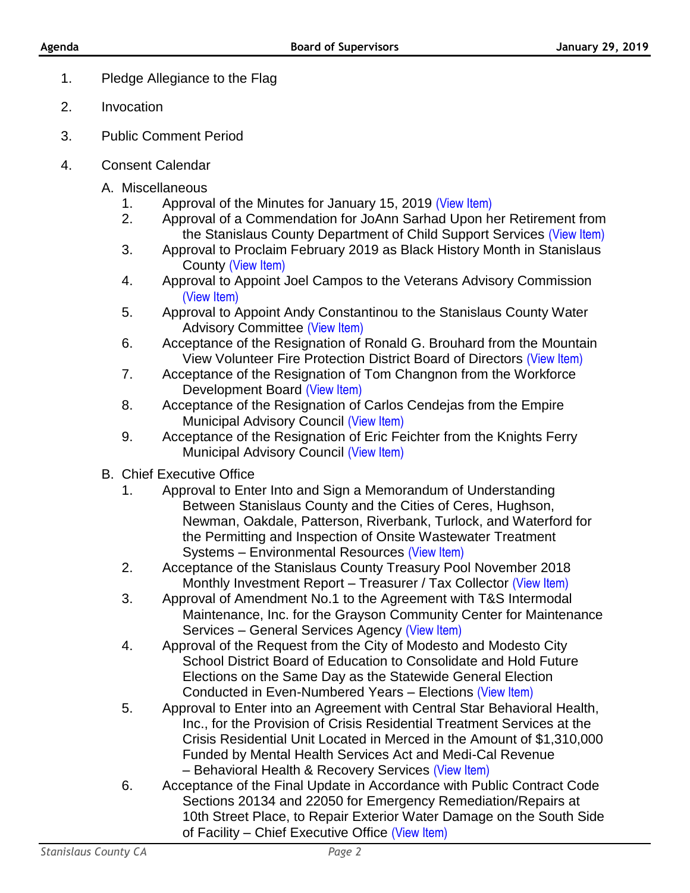1. Pledge Allegiance to the Flag
2. Invocation
3. Public Comment Period
4. Consent Calendar

   A. Miscellaneous

      1. Approval of the Minutes for January 15, 2019 (View Item)
      2. Approval of a Commendation for JoAnn Sarhad Upon her Retirement from the Stanislaus County Department of Child Support Services (View Item)
      3. Approval to Proclaim February 2019 as Black History Month in Stanislaus County (View Item)
      4. Approval to Appoint Joel Campos to the Veterans Advisory Commission (View Item)
      5. Approval to Appoint Andy Constantinou to the Stanislaus County Water Advisory Committee (View Item)
      6. Acceptance of the Resignation of Ronald G. Brouhard from the Mountain View Volunteer Fire Protection District Board of Directors (View Item)
      7. Acceptance of the Resignation of Tom Changnon from the Workforce Development Board (View Item)
      8. Acceptance of the Resignation of Carlos Cendejas from the Empire Municipal Advisory Council (View Item)
      9. Acceptance of the Resignation of Eric Feichter from the Knights Ferry Municipal Advisory Council (View Item)

   B. Chief Executive Office

      1. Approval to Enter Into and Sign a Memorandum of Understanding Between Stanislaus County and the Cities of Ceres, Hughson, Newman, Oakdale, Patterson, Riverbank, Turlock, and Waterford for the Permitting and Inspection of Onsite Wastewater Treatment Systems – Environmental Resources (View Item)
      2. Acceptance of the Stanislaus County Treasury Pool November 2018 Monthly Investment Report – Treasurer / Tax Collector (View Item)
      3. Approval of Amendment No.1 to the Agreement with T&S Intermodal Maintenance, Inc. for the Grayson Community Center for Maintenance Services – General Services Agency (View Item)
      4. Approval of the Request from the City of Modesto and Modesto City School District Board of Education to Consolidate and Hold Future Elections on the Same Day as the Statewide General Election Conducted in Even-Numbered Years – Elections (View Item)
      5. Approval to Enter into an Agreement with Central Star Behavioral Health, Inc., for the Provision of Crisis Residential Treatment Services at the Crisis Residential Unit Located in Merced in the Amount of $1,310,000 Funded by Mental Health Services Act and Medi-Cal Revenue – Behavioral Health & Recovery Services (View Item)
      6. Acceptance of the Final Update in Accordance with Public Contract Code Sections 20134 and 22050 for Emergency Remediation/Repairs at 10th Street Place, to Repair Exterior Water Damage on the South Side of Facility – Chief Executive Office (View Item)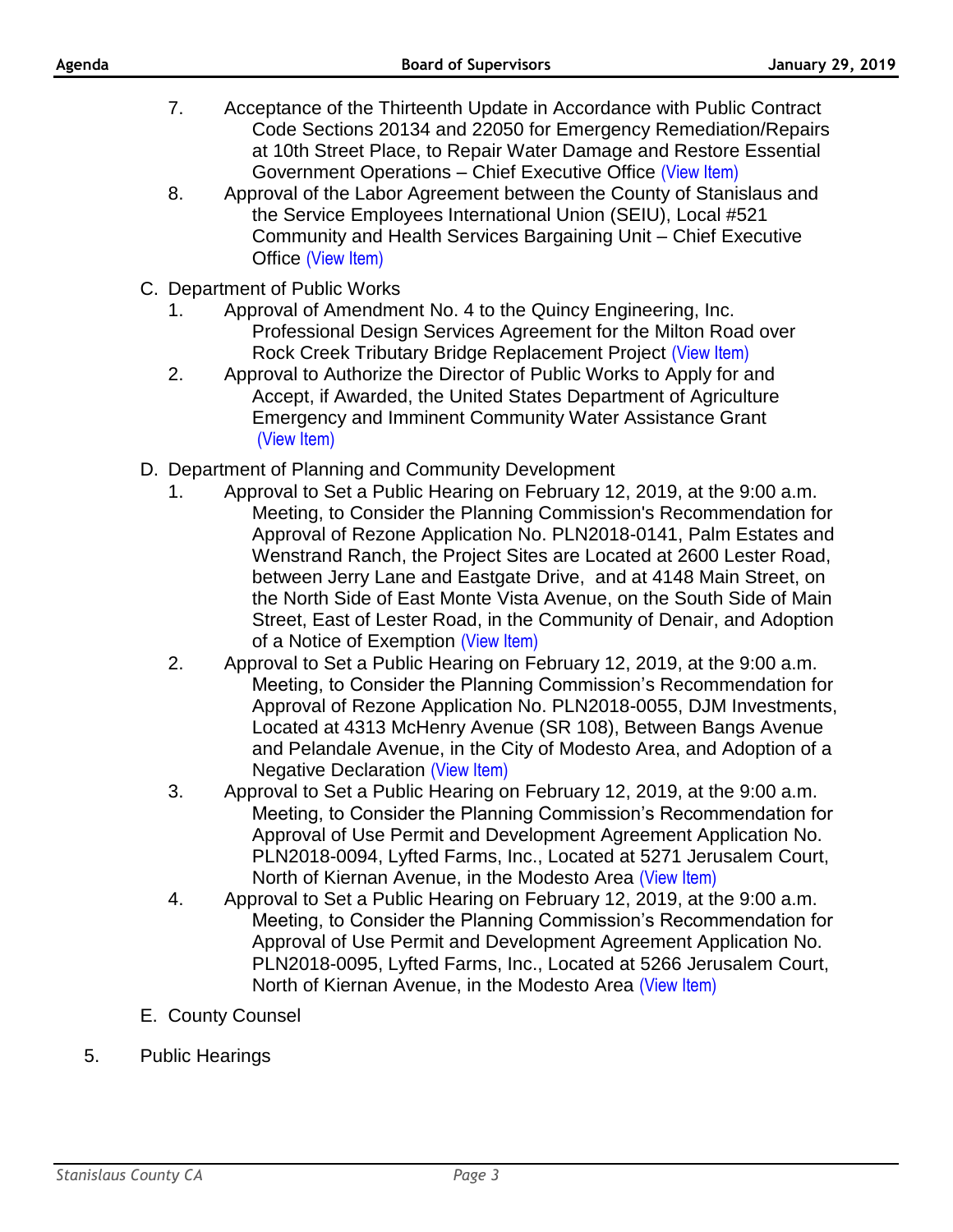7. Acceptance of the Thirteenth Update in Accordance with Public Contract Code Sections 20134 and 22050 for Emergency Remediation/Repairs at 10th Street Place, to Repair Water Damage and Restore Essential Government Operations – Chief Executive Office (View Item)
8. Approval of the Labor Agreement between the County of Stanislaus and the Service Employees International Union (SEIU), Local #521 Community and Health Services Bargaining Unit – Chief Executive Office (View Item)

C. Department of Public Works

1. Approval of Amendment No. 4 to the Quincy Engineering, Inc. Professional Design Services Agreement for the Milton Road over Rock Creek Tributary Bridge Replacement Project (View Item)
2. Approval to Authorize the Director of Public Works to Apply for and Accept, if Awarded, the United States Department of Agriculture Emergency and Imminent Community Water Assistance Grant (View Item)

D. Department of Planning and Community Development

1. Approval to Set a Public Hearing on February 12, 2019, at the 9:00 a.m. Meeting, to Consider the Planning Commission's Recommendation for Approval of Rezone Application No. PLN2018-0141, Palm Estates and Wenstrand Ranch, the Project Sites are Located at 2600 Lester Road, between Jerry Lane and Eastgate Drive, and at 4148 Main Street, on the North Side of East Monte Vista Avenue, on the South Side of Main Street, East of Lester Road, in the Community of Denair, and Adoption of a Notice of Exemption (View Item)
2. Approval to Set a Public Hearing on February 12, 2019, at the 9:00 a.m. Meeting, to Consider the Planning Commission's Recommendation for Approval of Rezone Application No. PLN2018-0055, DJM Investments, Located at 4313 McHenry Avenue (SR 108), Between Bangs Avenue and Pelandale Avenue, in the City of Modesto Area, and Adoption of a Negative Declaration (View Item)
3. Approval to Set a Public Hearing on February 12, 2019, at the 9:00 a.m. Meeting, to Consider the Planning Commission's Recommendation for Approval of Use Permit and Development Agreement Application No. PLN2018-0094, Lyfted Farms, Inc., Located at 5271 Jerusalem Court, North of Kiernan Avenue, in the Modesto Area (View Item)
4. Approval to Set a Public Hearing on February 12, 2019, at the 9:00 a.m. Meeting, to Consider the Planning Commission's Recommendation for Approval of Use Permit and Development Agreement Application No. PLN2018-0095, Lyfted Farms, Inc., Located at 5266 Jerusalem Court, North of Kiernan Avenue, in the Modesto Area (View Item)

E. County Counsel

5. Public Hearings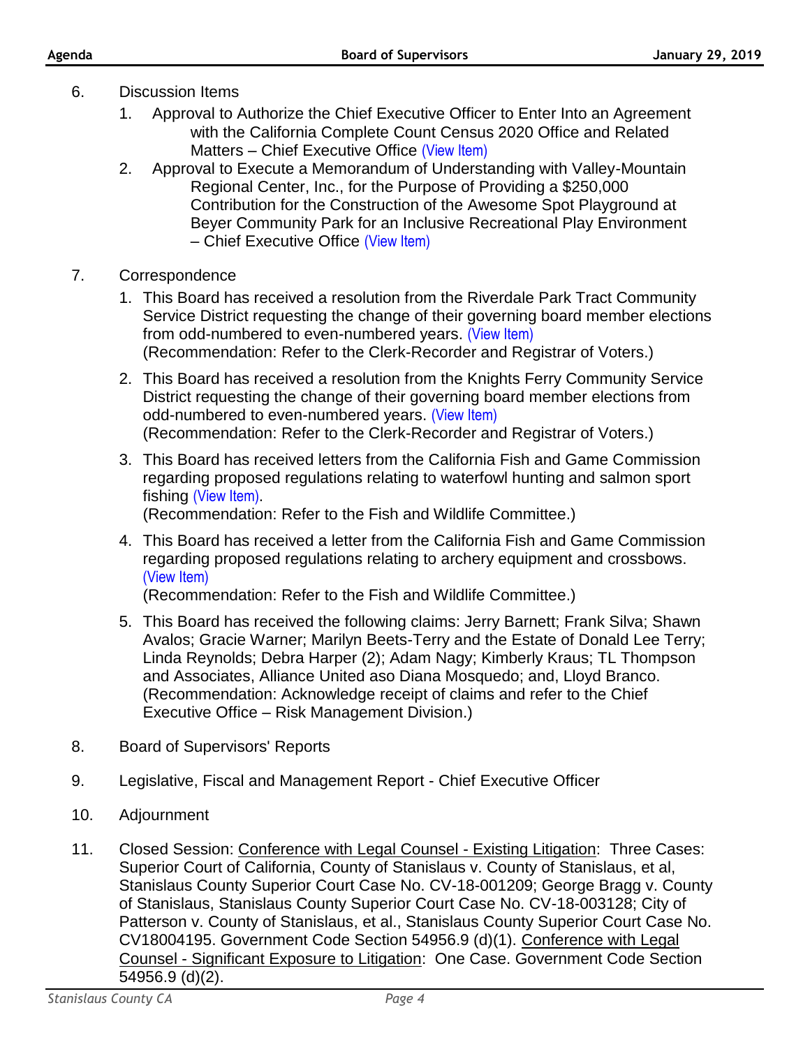6. Discussion Items
   1. Approval to Authorize the Chief Executive Officer to Enter Into an Agreement with the California Complete Count Census 2020 Office and Related Matters – Chief Executive Office (View Item)
   2. Approval to Execute a Memorandum of Understanding with Valley-Mountain Regional Center, Inc., for the Purpose of Providing a $250,000 Contribution for the Construction of the Awesome Spot Playground at Beyer Community Park for an Inclusive Recreational Play Environment – Chief Executive Office (View Item)

7. Correspondence
   1. This Board has received a resolution from the Riverdale Park Tract Community Service District requesting the change of their governing board member elections from odd-numbered to even-numbered years. (View Item)
      (Recommendation: Refer to the Clerk-Recorder and Registrar of Voters.)
   2. This Board has received a resolution from the Knights Ferry Community Service District requesting the change of their governing board member elections from odd-numbered to even-numbered years. (View Item)
      (Recommendation: Refer to the Clerk-Recorder and Registrar of Voters.)
   3. This Board has received letters from the California Fish and Game Commission regarding proposed regulations relating to waterfowl hunting and salmon sport fishing (View Item).
      (Recommendation: Refer to the Fish and Wildlife Committee.)
   4. This Board has received a letter from the California Fish and Game Commission regarding proposed regulations relating to archery equipment and crossbows. (View Item)
      (Recommendation: Refer to the Fish and Wildlife Committee.)
   5. This Board has received the following claims: Jerry Barnett; Frank Silva; Shawn Avalos; Gracie Warner; Marilyn Beets-Terry and the Estate of Donald Lee Terry; Linda Reynolds; Debra Harper (2); Adam Nagy; Kimberly Kraus; TL Thompson and Associates, Alliance United aso Diana Mosquedo; and, Lloyd Branco.
      (Recommendation: Acknowledge receipt of claims and refer to the Chief Executive Office – Risk Management Division.)

8. Board of Supervisors' Reports

9. Legislative, Fiscal and Management Report - Chief Executive Officer

10. Adjournment

11. Closed Session: Conference with Legal Counsel - Existing Litigation: Three Cases: Superior Court of California, County of Stanislaus v. County of Stanislaus, et al, Stanislaus County Superior Court Case No. CV-18-001209; George Bragg v. County of Stanislaus, Stanislaus County Superior Court Case No. CV-18-003128; City of Patterson v. County of Stanislaus, et al., Stanislaus County Superior Court Case No. CV18004195. Government Code Section 54956.9 (d)(1). Conference with Legal Counsel - Significant Exposure to Litigation: One Case. Government Code Section 54956.9 (d)(2).